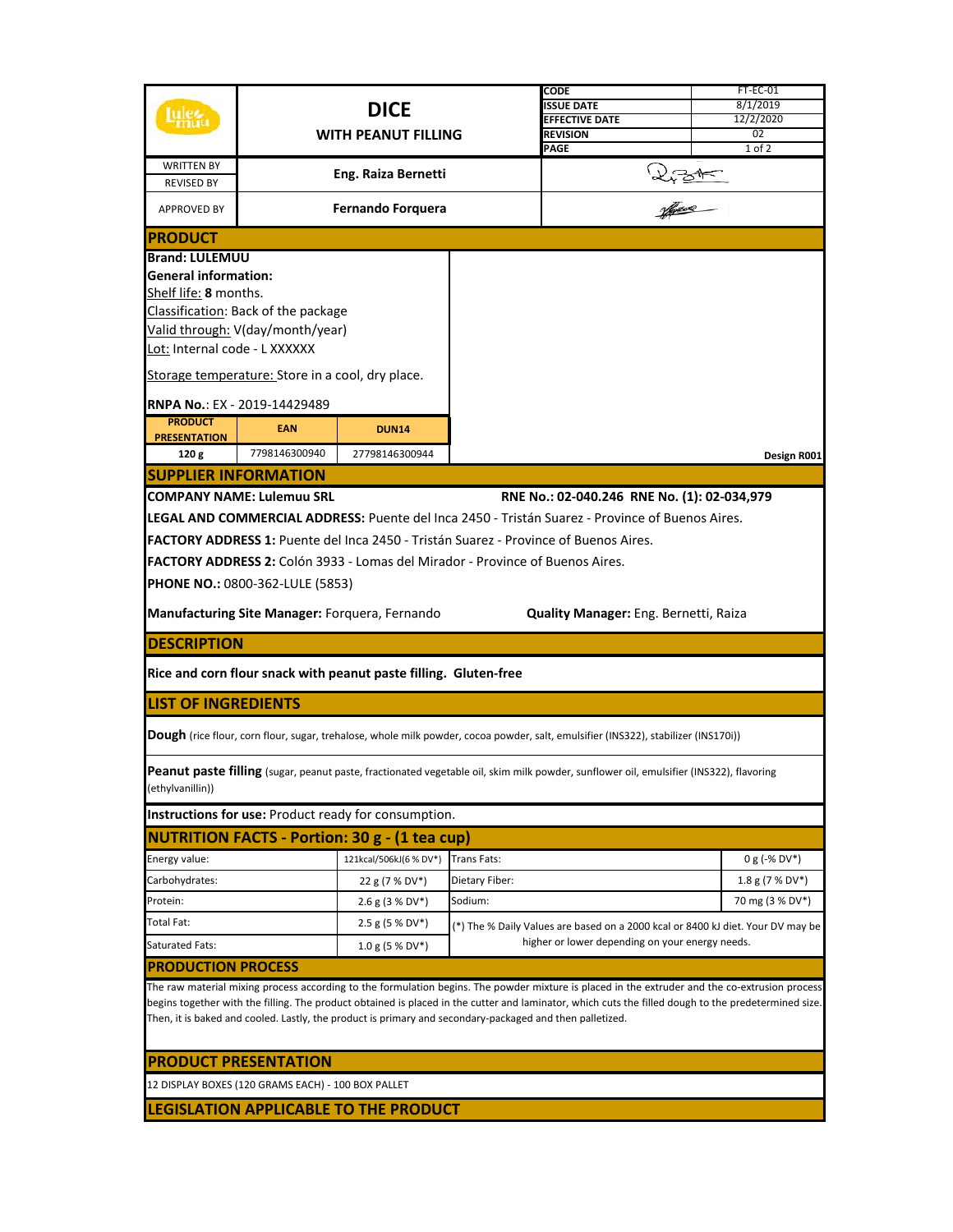| | DICE<br>WITH PEANUT FILLING | CODE | FT-EC-01 |
|---|---|---|---|
| | | ISSUE DATE | 8/1/2019 |
| | | EFFECTIVE DATE | 12/2/2020 |
| | | REVISION | 02 |
| | | PAGE | 1 of 2 |
| WRITTEN BY<br>REVISED BY | Eng. Raiza Bernetti | | |
| APPROVED BY | Fernando Forquera | | |

## PRODUCT

**Brand: LULEMUU**

**General information:**

Shelf life: **8** months.

Classification: Back of the package

Valid through: V(day/month/year)

Lot: Internal code - L XXXXXX

Storage temperature: Store in a cool, dry place.

**RNPA No.**: EX - 2019-14429489

| PRODUCT PRESENTATION | EAN | DUN14 |
|---|---|---|
| 120 g | 7798146300940 | 27798146300944 |

**Design R001**

## SUPPLIER INFORMATION

**COMPANY NAME: Lulemuu SRL** **RNE No.: 02-040.246 RNE No. (1): 02-034,979**

**LEGAL AND COMMERCIAL ADDRESS:** Puente del Inca 2450 - Tristán Suarez - Province of Buenos Aires.

**FACTORY ADDRESS 1:** Puente del Inca 2450 - Tristán Suarez - Province of Buenos Aires.

**FACTORY ADDRESS 2:** Colón 3933 - Lomas del Mirador - Province of Buenos Aires.

**PHONE NO.:** 0800-362-LULE (5853)

**Manufacturing Site Manager:** Forquera, Fernando **Quality Manager:** Eng. Bernetti, Raiza

## DESCRIPTION

**Rice and corn flour snack with peanut paste filling. Gluten-free**

## LIST OF INGREDIENTS

**Dough** (rice flour, corn flour, sugar, trehalose, whole milk powder, cocoa powder, salt, emulsifier (INS322), stabilizer (INS170i))

**Peanut paste filling** (sugar, peanut paste, fractionated vegetable oil, skim milk powder, sunflower oil, emulsifier (INS322), flavoring (ethylvanillin))

**Instructions for use:** Product ready for consumption.

## NUTRITION FACTS - Portion: 30 g - (1 tea cup)

| | | | |
|---|---|---|---|
| Energy value: | 121kcal/506kJ(6 % DV*) | Trans Fats: | 0 g (-% DV*) |
| Carbohydrates: | 22 g (7 % DV*) | Dietary Fiber: | 1.8 g (7 % DV*) |
| Protein: | 2.6 g (3 % DV*) | Sodium: | 70 mg (3 % DV*) |
| Total Fat: | 2.5 g (5 % DV*) | (*) The % Daily Values are based on a 2000 kcal or 8400 kJ diet. Your DV may be higher or lower depending on your energy needs. | |
| Saturated Fats: | 1.0 g (5 % DV*) | | |

## PRODUCTION PROCESS

The raw material mixing process according to the formulation begins. The powder mixture is placed in the extruder and the co-extrusion process begins together with the filling. The product obtained is placed in the cutter and laminator, which cuts the filled dough to the predetermined size. Then, it is baked and cooled. Lastly, the product is primary and secondary-packaged and then palletized.

## PRODUCT PRESENTATION

12 DISPLAY BOXES (120 GRAMS EACH) - 100 BOX PALLET

## LEGISLATION APPLICABLE TO THE PRODUCT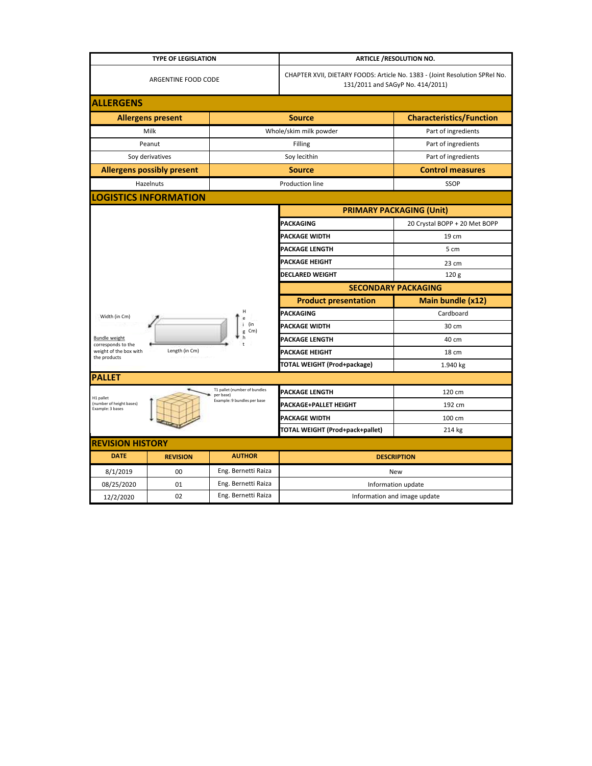| TYPE OF LEGISLATION | ARTICLE /RESOLUTION NO. |
|---|---|
| ARGENTINE FOOD CODE | CHAPTER XVII, DIETARY FOODS: Article No. 1383 - (Joint Resolution SPRel No. 131/2011 and SAGyP No. 414/2011) |

## ALLERGENS

| Allergens present | Source | Characteristics/Function |
|---|---|---|
| Milk | Whole/skim milk powder | Part of ingredients |
| Peanut | Filling | Part of ingredients |
| Soy derivatives | Soy lecithin | Part of ingredients |
| **Allergens possibly present** | **Source** | **Control measures** |
| Hazelnuts | Production line | SSOP |

## LOGISTICS INFORMATION

Width (in Cm)

Height (in Cm)

Length (in Cm)

Bundle weight corresponds to the weight of the box with the products

| PRIMARY PACKAGING (Unit) | |
|---|---|
| PACKAGING | 20 Crystal BOPP + 20 Met BOPP |
| PACKAGE WIDTH | 19 cm |
| PACKAGE LENGTH | 5 cm |
| PACKAGE HEIGHT | 23 cm |
| DECLARED WEIGHT | 120 g |
| **SECONDARY PACKAGING** | |
| **Product presentation** | **Main bundle (x12)** |
| PACKAGING | Cardboard |
| PACKAGE WIDTH | 30 cm |
| PACKAGE LENGTH | 40 cm |
| PACKAGE HEIGHT | 18 cm |
| TOTAL WEIGHT (Prod+package) | 1.940 kg |

## PALLET

H1 pallet (number of height bases) Example: 3 bases

T1 pallet (number of bundles per base) Example: 9 bundles per base

| | |
|---|---|
| PACKAGE LENGTH | 120 cm |
| PACKAGE+PALLET HEIGHT | 192 cm |
| PACKAGE WIDTH | 100 cm |
| TOTAL WEIGHT (Prod+pack+pallet) | 214 kg |

## REVISION HISTORY

| DATE | REVISION | AUTHOR | DESCRIPTION |
|---|---|---|---|
| 8/1/2019 | 00 | Eng. Bernetti Raiza | New |
| 08/25/2020 | 01 | Eng. Bernetti Raiza | Information update |
| 12/2/2020 | 02 | Eng. Bernetti Raiza | Information and image update |